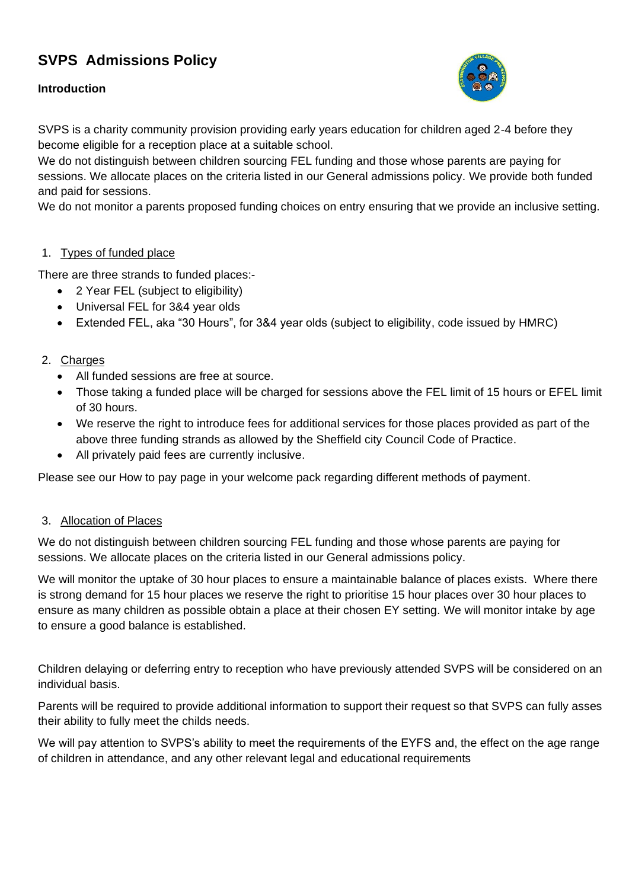# SVPS Admissions Policy

**Introduction**

SVPS is a charity community provision providing early years education for children aged 2-4 before they become eligible for a reception place at a suitable school.
We do not distinguish between children sourcing FEL funding and those whose parents are paying for sessions. We allocate places on the criteria listed in our General admissions policy. We provide both funded and paid for sessions.
We do not monitor a parents proposed funding choices on entry ensuring that we provide an inclusive setting.

1. Types of funded place

There are three strands to funded places:-

- 2 Year FEL (subject to eligibility)
- Universal FEL for 3&4 year olds
- Extended FEL, aka "30 Hours", for 3&4 year olds (subject to eligibility, code issued by HMRC)

2. Charges

- All funded sessions are free at source.
- Those taking a funded place will be charged for sessions above the FEL limit of 15 hours or EFEL limit of 30 hours.
- We reserve the right to introduce fees for additional services for those places provided as part of the above three funding strands as allowed by the Sheffield city Council Code of Practice.
- All privately paid fees are currently inclusive.

Please see our How to pay page in your welcome pack regarding different methods of payment.

3. Allocation of Places

We do not distinguish between children sourcing FEL funding and those whose parents are paying for sessions. We allocate places on the criteria listed in our General admissions policy.

We will monitor the uptake of 30 hour places to ensure a maintainable balance of places exists. Where there is strong demand for 15 hour places we reserve the right to prioritise 15 hour places over 30 hour places to ensure as many children as possible obtain a place at their chosen EY setting. We will monitor intake by age to ensure a good balance is established.

Children delaying or deferring entry to reception who have previously attended SVPS will be considered on an individual basis.

Parents will be required to provide additional information to support their request so that SVPS can fully asses their ability to fully meet the childs needs.

We will pay attention to SVPS's ability to meet the requirements of the EYFS and, the effect on the age range of children in attendance, and any other relevant legal and educational requirements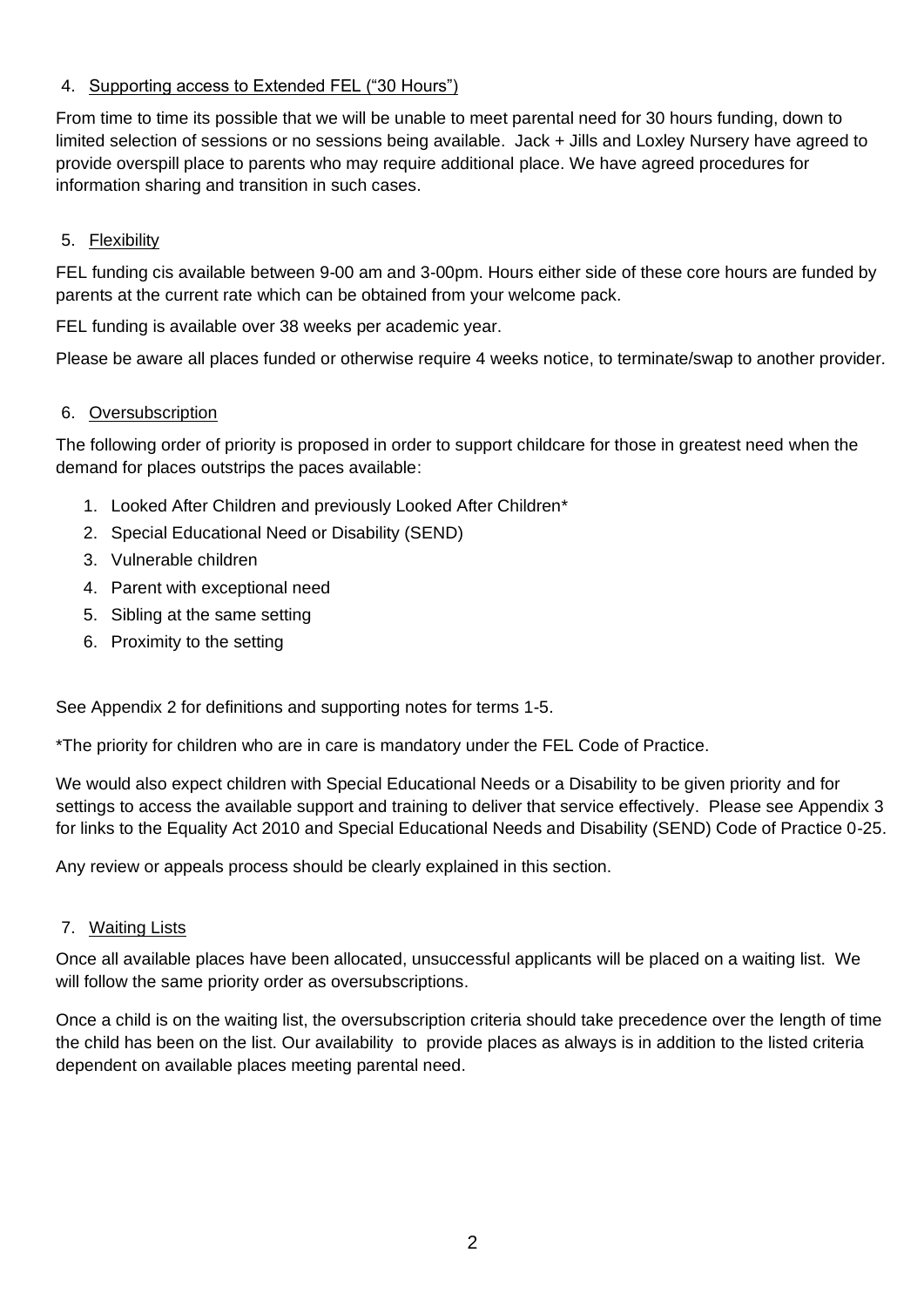## 4. Supporting access to Extended FEL ("30 Hours")

From time to time its possible that we will be unable to meet parental need for 30 hours funding, down to limited selection of sessions or no sessions being available. Jack + Jills and Loxley Nursery have agreed to provide overspill place to parents who may require additional place. We have agreed procedures for information sharing and transition in such cases.

## 5. Flexibility

FEL funding cis available between 9-00 am and 3-00pm. Hours either side of these core hours are funded by parents at the current rate which can be obtained from your welcome pack.

FEL funding is available over 38 weeks per academic year.

Please be aware all places funded or otherwise require 4 weeks notice, to terminate/swap to another provider.

## 6. Oversubscription

The following order of priority is proposed in order to support childcare for those in greatest need when the demand for places outstrips the paces available:

1. Looked After Children and previously Looked After Children*
2. Special Educational Need or Disability (SEND)
3. Vulnerable children
4. Parent with exceptional need
5. Sibling at the same setting
6. Proximity to the setting

See Appendix 2 for definitions and supporting notes for terms 1-5.

*The priority for children who are in care is mandatory under the FEL Code of Practice.

We would also expect children with Special Educational Needs or a Disability to be given priority and for settings to access the available support and training to deliver that service effectively. Please see Appendix 3 for links to the Equality Act 2010 and Special Educational Needs and Disability (SEND) Code of Practice 0-25.

Any review or appeals process should be clearly explained in this section.

## 7. Waiting Lists

Once all available places have been allocated, unsuccessful applicants will be placed on a waiting list. We will follow the same priority order as oversubscriptions.

Once a child is on the waiting list, the oversubscription criteria should take precedence over the length of time the child has been on the list. Our availability to provide places as always is in addition to the listed criteria dependent on available places meeting parental need.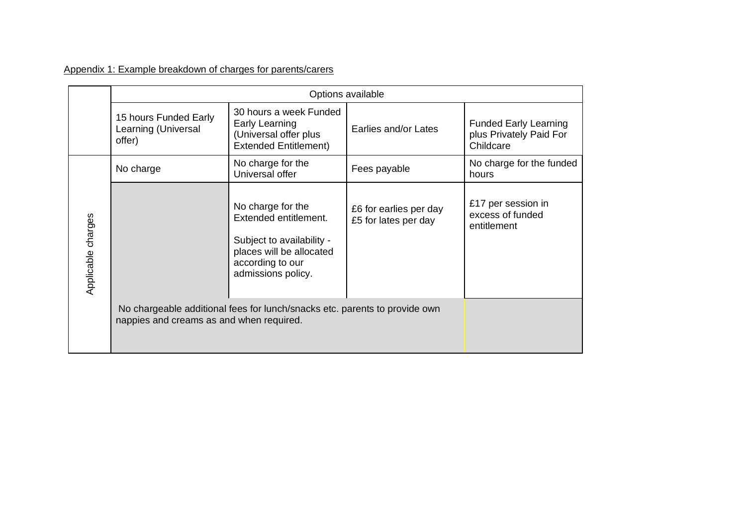Appendix 1: Example breakdown of charges for parents/carers

| | Options available | | | |
|---|---|---|---|---|
| | 15 hours Funded Early Learning (Universal offer) | 30 hours a week Funded Early Learning (Universal offer plus Extended Entitlement) | Earlies and/or Lates | Funded Early Learning plus Privately Paid For Childcare |
| Applicable charges | No charge | No charge for the Universal offer | Fees payable | No charge for the funded hours |
| | | No charge for the Extended entitlement.<br><br>Subject to availability - places will be allocated according to our admissions policy. | £6 for earlies per day<br>£5 for lates per day | £17 per session in excess of funded entitlement |
| | No chargeable additional fees for lunch/snacks etc. parents to provide own nappies and creams as and when required. | | | |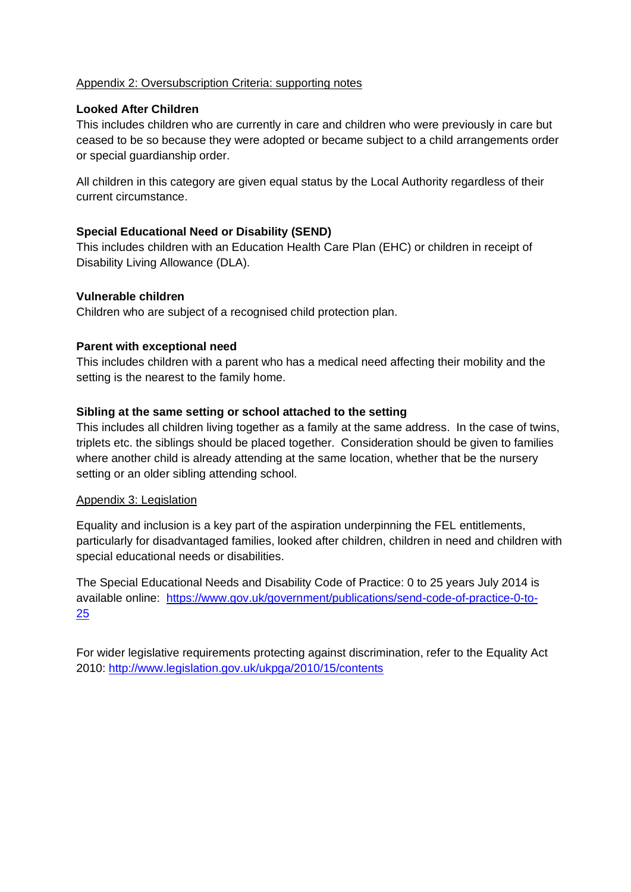## Appendix 2: Oversubscription Criteria: supporting notes

**Looked After Children**

This includes children who are currently in care and children who were previously in care but ceased to be so because they were adopted or became subject to a child arrangements order or special guardianship order.

All children in this category are given equal status by the Local Authority regardless of their current circumstance.

**Special Educational Need or Disability (SEND)**

This includes children with an Education Health Care Plan (EHC) or children in receipt of Disability Living Allowance (DLA).

**Vulnerable children**

Children who are subject of a recognised child protection plan.

**Parent with exceptional need**

This includes children with a parent who has a medical need affecting their mobility and the setting is the nearest to the family home.

**Sibling at the same setting or school attached to the setting**

This includes all children living together as a family at the same address. In the case of twins, triplets etc. the siblings should be placed together. Consideration should be given to families where another child is already attending at the same location, whether that be the nursery setting or an older sibling attending school.

## Appendix 3: Legislation

Equality and inclusion is a key part of the aspiration underpinning the FEL entitlements, particularly for disadvantaged families, looked after children, children in need and children with special educational needs or disabilities.

The Special Educational Needs and Disability Code of Practice: 0 to 25 years July 2014 is available online: [https://www.gov.uk/government/publications/send-code-of-practice-0-to-25](https://www.gov.uk/government/publications/send-code-of-practice-0-to-25)

For wider legislative requirements protecting against discrimination, refer to the Equality Act 2010: [http://www.legislation.gov.uk/ukpga/2010/15/contents](http://www.legislation.gov.uk/ukpga/2010/15/contents)